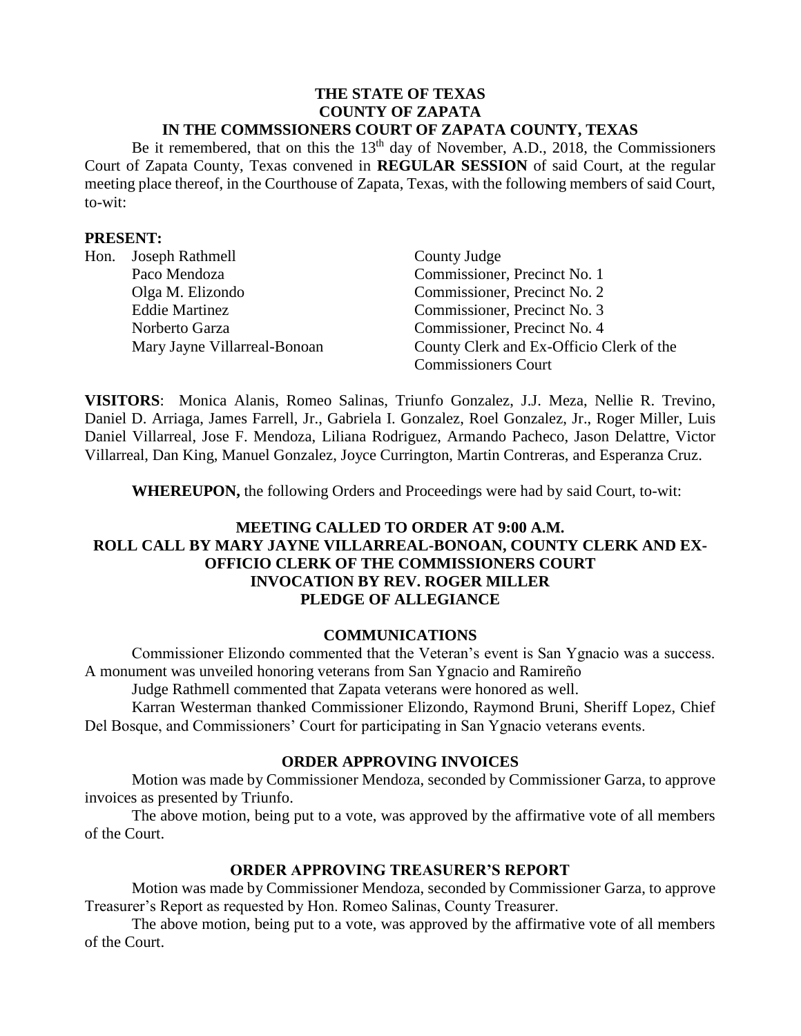**THE STATE OF TEXAS**
**COUNTY OF ZAPATA**
**IN THE COMMSSIONERS COURT OF ZAPATA COUNTY, TEXAS**

Be it remembered, that on this the 13th day of November, A.D., 2018, the Commissioners Court of Zapata County, Texas convened in **REGULAR SESSION** of said Court, at the regular meeting place thereof, in the Courthouse of Zapata, Texas, with the following members of said Court, to-wit:

**PRESENT:**

| | |
|---|---|
| Hon. Joseph Rathmell | County Judge |
| Paco Mendoza | Commissioner, Precinct No. 1 |
| Olga M. Elizondo | Commissioner, Precinct No. 2 |
| Eddie Martinez | Commissioner, Precinct No. 3 |
| Norberto Garza | Commissioner, Precinct No. 4 |
| Mary Jayne Villarreal-Bonoan | County Clerk and Ex-Officio Clerk of the Commissioners Court |

**VISITORS**: Monica Alanis, Romeo Salinas, Triunfo Gonzalez, J.J. Meza, Nellie R. Trevino, Daniel D. Arriaga, James Farrell, Jr., Gabriela I. Gonzalez, Roel Gonzalez, Jr., Roger Miller, Luis Daniel Villarreal, Jose F. Mendoza, Liliana Rodriguez, Armando Pacheco, Jason Delattre, Victor Villarreal, Dan King, Manuel Gonzalez, Joyce Currington, Martin Contreras, and Esperanza Cruz.

**WHEREUPON,** the following Orders and Proceedings were had by said Court, to-wit:

**MEETING CALLED TO ORDER AT 9:00 A.M.**
**ROLL CALL BY MARY JAYNE VILLARREAL-BONOAN, COUNTY CLERK AND EX-OFFICIO CLERK OF THE COMMISSIONERS COURT**
**INVOCATION BY REV. ROGER MILLER**
**PLEDGE OF ALLEGIANCE**

**COMMUNICATIONS**

Commissioner Elizondo commented that the Veteran's event is San Ygnacio was a success. A monument was unveiled honoring veterans from San Ygnacio and Ramireño

Judge Rathmell commented that Zapata veterans were honored as well.

Karran Westerman thanked Commissioner Elizondo, Raymond Bruni, Sheriff Lopez, Chief Del Bosque, and Commissioners' Court for participating in San Ygnacio veterans events.

**ORDER APPROVING INVOICES**

Motion was made by Commissioner Mendoza, seconded by Commissioner Garza, to approve invoices as presented by Triunfo.

The above motion, being put to a vote, was approved by the affirmative vote of all members of the Court.

**ORDER APPROVING TREASURER'S REPORT**

Motion was made by Commissioner Mendoza, seconded by Commissioner Garza, to approve Treasurer's Report as requested by Hon. Romeo Salinas, County Treasurer.

The above motion, being put to a vote, was approved by the affirmative vote of all members of the Court.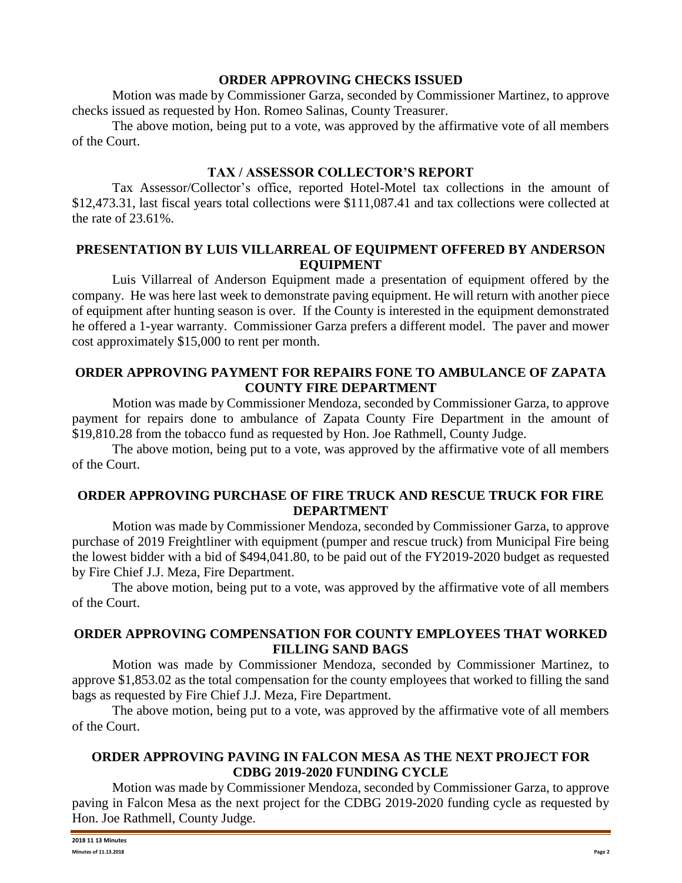## ORDER APPROVING CHECKS ISSUED

Motion was made by Commissioner Garza, seconded by Commissioner Martinez, to approve checks issued as requested by Hon. Romeo Salinas, County Treasurer.

The above motion, being put to a vote, was approved by the affirmative vote of all members of the Court.

## TAX / ASSESSOR COLLECTOR'S REPORT

Tax Assessor/Collector's office, reported Hotel-Motel tax collections in the amount of $12,473.31, last fiscal years total collections were $111,087.41 and tax collections were collected at the rate of 23.61%.

## PRESENTATION BY LUIS VILLARREAL OF EQUIPMENT OFFERED BY ANDERSON EQUIPMENT

Luis Villarreal of Anderson Equipment made a presentation of equipment offered by the company. He was here last week to demonstrate paving equipment. He will return with another piece of equipment after hunting season is over. If the County is interested in the equipment demonstrated he offered a 1-year warranty. Commissioner Garza prefers a different model. The paver and mower cost approximately $15,000 to rent per month.

## ORDER APPROVING PAYMENT FOR REPAIRS FONE TO AMBULANCE OF ZAPATA COUNTY FIRE DEPARTMENT

Motion was made by Commissioner Mendoza, seconded by Commissioner Garza, to approve payment for repairs done to ambulance of Zapata County Fire Department in the amount of $19,810.28 from the tobacco fund as requested by Hon. Joe Rathmell, County Judge.

The above motion, being put to a vote, was approved by the affirmative vote of all members of the Court.

## ORDER APPROVING PURCHASE OF FIRE TRUCK AND RESCUE TRUCK FOR FIRE DEPARTMENT

Motion was made by Commissioner Mendoza, seconded by Commissioner Garza, to approve purchase of 2019 Freightliner with equipment (pumper and rescue truck) from Municipal Fire being the lowest bidder with a bid of $494,041.80, to be paid out of the FY2019-2020 budget as requested by Fire Chief J.J. Meza, Fire Department.

The above motion, being put to a vote, was approved by the affirmative vote of all members of the Court.

## ORDER APPROVING COMPENSATION FOR COUNTY EMPLOYEES THAT WORKED FILLING SAND BAGS

Motion was made by Commissioner Mendoza, seconded by Commissioner Martinez, to approve $1,853.02 as the total compensation for the county employees that worked to filling the sand bags as requested by Fire Chief J.J. Meza, Fire Department.

The above motion, being put to a vote, was approved by the affirmative vote of all members of the Court.

## ORDER APPROVING PAVING IN FALCON MESA AS THE NEXT PROJECT FOR CDBG 2019-2020 FUNDING CYCLE

Motion was made by Commissioner Mendoza, seconded by Commissioner Garza, to approve paving in Falcon Mesa as the next project for the CDBG 2019-2020 funding cycle as requested by Hon. Joe Rathmell, County Judge.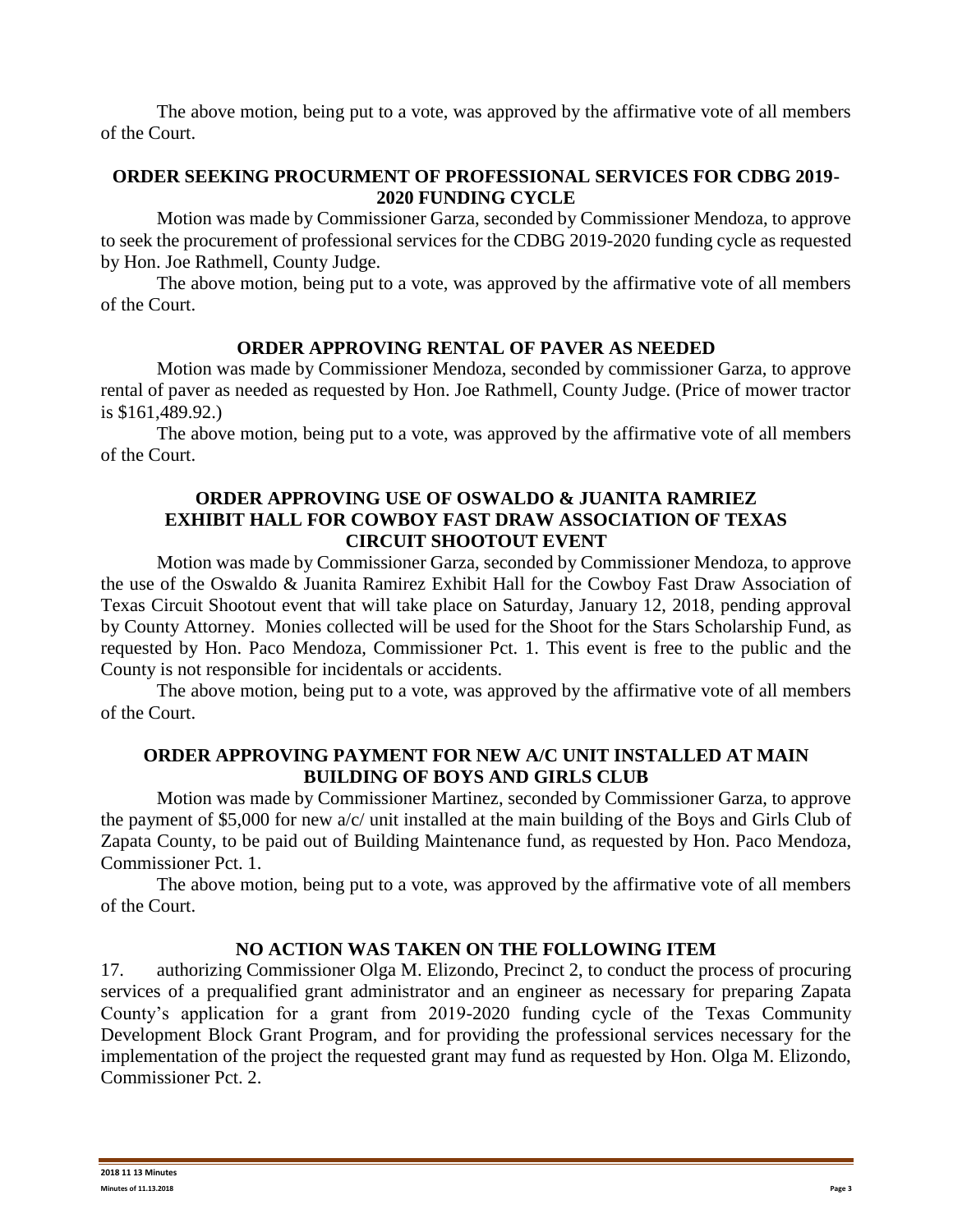The above motion, being put to a vote, was approved by the affirmative vote of all members of the Court.

## ORDER SEEKING PROCURMENT OF PROFESSIONAL SERVICES FOR CDBG 2019-2020 FUNDING CYCLE

Motion was made by Commissioner Garza, seconded by Commissioner Mendoza, to approve to seek the procurement of professional services for the CDBG 2019-2020 funding cycle as requested by Hon. Joe Rathmell, County Judge.

The above motion, being put to a vote, was approved by the affirmative vote of all members of the Court.

## ORDER APPROVING RENTAL OF PAVER AS NEEDED

Motion was made by Commissioner Mendoza, seconded by commissioner Garza, to approve rental of paver as needed as requested by Hon. Joe Rathmell, County Judge. (Price of mower tractor is $161,489.92.)

The above motion, being put to a vote, was approved by the affirmative vote of all members of the Court.

## ORDER APPROVING USE OF OSWALDO & JUANITA RAMRIEZ EXHIBIT HALL FOR COWBOY FAST DRAW ASSOCIATION OF TEXAS CIRCUIT SHOOTOUT EVENT

Motion was made by Commissioner Garza, seconded by Commissioner Mendoza, to approve the use of the Oswaldo & Juanita Ramirez Exhibit Hall for the Cowboy Fast Draw Association of Texas Circuit Shootout event that will take place on Saturday, January 12, 2018, pending approval by County Attorney. Monies collected will be used for the Shoot for the Stars Scholarship Fund, as requested by Hon. Paco Mendoza, Commissioner Pct. 1. This event is free to the public and the County is not responsible for incidentals or accidents.

The above motion, being put to a vote, was approved by the affirmative vote of all members of the Court.

## ORDER APPROVING PAYMENT FOR NEW A/C UNIT INSTALLED AT MAIN BUILDING OF BOYS AND GIRLS CLUB

Motion was made by Commissioner Martinez, seconded by Commissioner Garza, to approve the payment of $5,000 for new a/c/ unit installed at the main building of the Boys and Girls Club of Zapata County, to be paid out of Building Maintenance fund, as requested by Hon. Paco Mendoza, Commissioner Pct. 1.

The above motion, being put to a vote, was approved by the affirmative vote of all members of the Court.

## NO ACTION WAS TAKEN ON THE FOLLOWING ITEM

17. authorizing Commissioner Olga M. Elizondo, Precinct 2, to conduct the process of procuring services of a prequalified grant administrator and an engineer as necessary for preparing Zapata County's application for a grant from 2019-2020 funding cycle of the Texas Community Development Block Grant Program, and for providing the professional services necessary for the implementation of the project the requested grant may fund as requested by Hon. Olga M. Elizondo, Commissioner Pct. 2.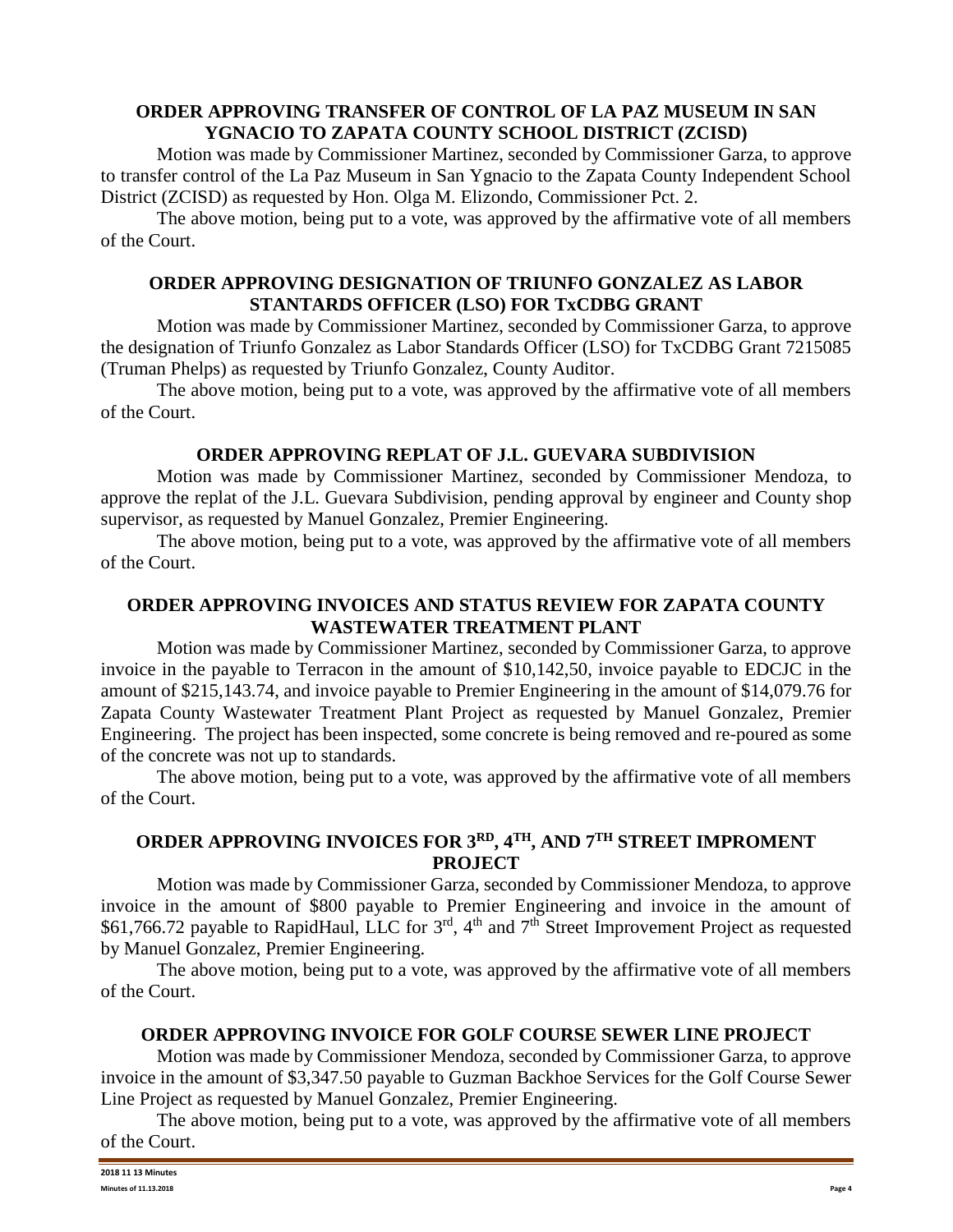## ORDER APPROVING TRANSFER OF CONTROL OF LA PAZ MUSEUM IN SAN YGNACIO TO ZAPATA COUNTY SCHOOL DISTRICT (ZCISD)

Motion was made by Commissioner Martinez, seconded by Commissioner Garza, to approve to transfer control of the La Paz Museum in San Ygnacio to the Zapata County Independent School District (ZCISD) as requested by Hon. Olga M. Elizondo, Commissioner Pct. 2.

The above motion, being put to a vote, was approved by the affirmative vote of all members of the Court.

## ORDER APPROVING DESIGNATION OF TRIUNFO GONZALEZ AS LABOR STANTARDS OFFICER (LSO) FOR TxCDBG GRANT

Motion was made by Commissioner Martinez, seconded by Commissioner Garza, to approve the designation of Triunfo Gonzalez as Labor Standards Officer (LSO) for TxCDBG Grant 7215085 (Truman Phelps) as requested by Triunfo Gonzalez, County Auditor.

The above motion, being put to a vote, was approved by the affirmative vote of all members of the Court.

## ORDER APPROVING REPLAT OF J.L. GUEVARA SUBDIVISION

Motion was made by Commissioner Martinez, seconded by Commissioner Mendoza, to approve the replat of the J.L. Guevara Subdivision, pending approval by engineer and County shop supervisor, as requested by Manuel Gonzalez, Premier Engineering.

The above motion, being put to a vote, was approved by the affirmative vote of all members of the Court.

## ORDER APPROVING INVOICES AND STATUS REVIEW FOR ZAPATA COUNTY WASTEWATER TREATMENT PLANT

Motion was made by Commissioner Martinez, seconded by Commissioner Garza, to approve invoice in the payable to Terracon in the amount of $10,142,50, invoice payable to EDCJC in the amount of $215,143.74, and invoice payable to Premier Engineering in the amount of $14,079.76 for Zapata County Wastewater Treatment Plant Project as requested by Manuel Gonzalez, Premier Engineering. The project has been inspected, some concrete is being removed and re-poured as some of the concrete was not up to standards.

The above motion, being put to a vote, was approved by the affirmative vote of all members of the Court.

## ORDER APPROVING INVOICES FOR 3RD, 4TH, AND 7TH STREET IMPROMENT PROJECT

Motion was made by Commissioner Garza, seconded by Commissioner Mendoza, to approve invoice in the amount of $800 payable to Premier Engineering and invoice in the amount of $61,766.72 payable to RapidHaul, LLC for 3rd, 4th and 7th Street Improvement Project as requested by Manuel Gonzalez, Premier Engineering.

The above motion, being put to a vote, was approved by the affirmative vote of all members of the Court.

## ORDER APPROVING INVOICE FOR GOLF COURSE SEWER LINE PROJECT

Motion was made by Commissioner Mendoza, seconded by Commissioner Garza, to approve invoice in the amount of $3,347.50 payable to Guzman Backhoe Services for the Golf Course Sewer Line Project as requested by Manuel Gonzalez, Premier Engineering.

The above motion, being put to a vote, was approved by the affirmative vote of all members of the Court.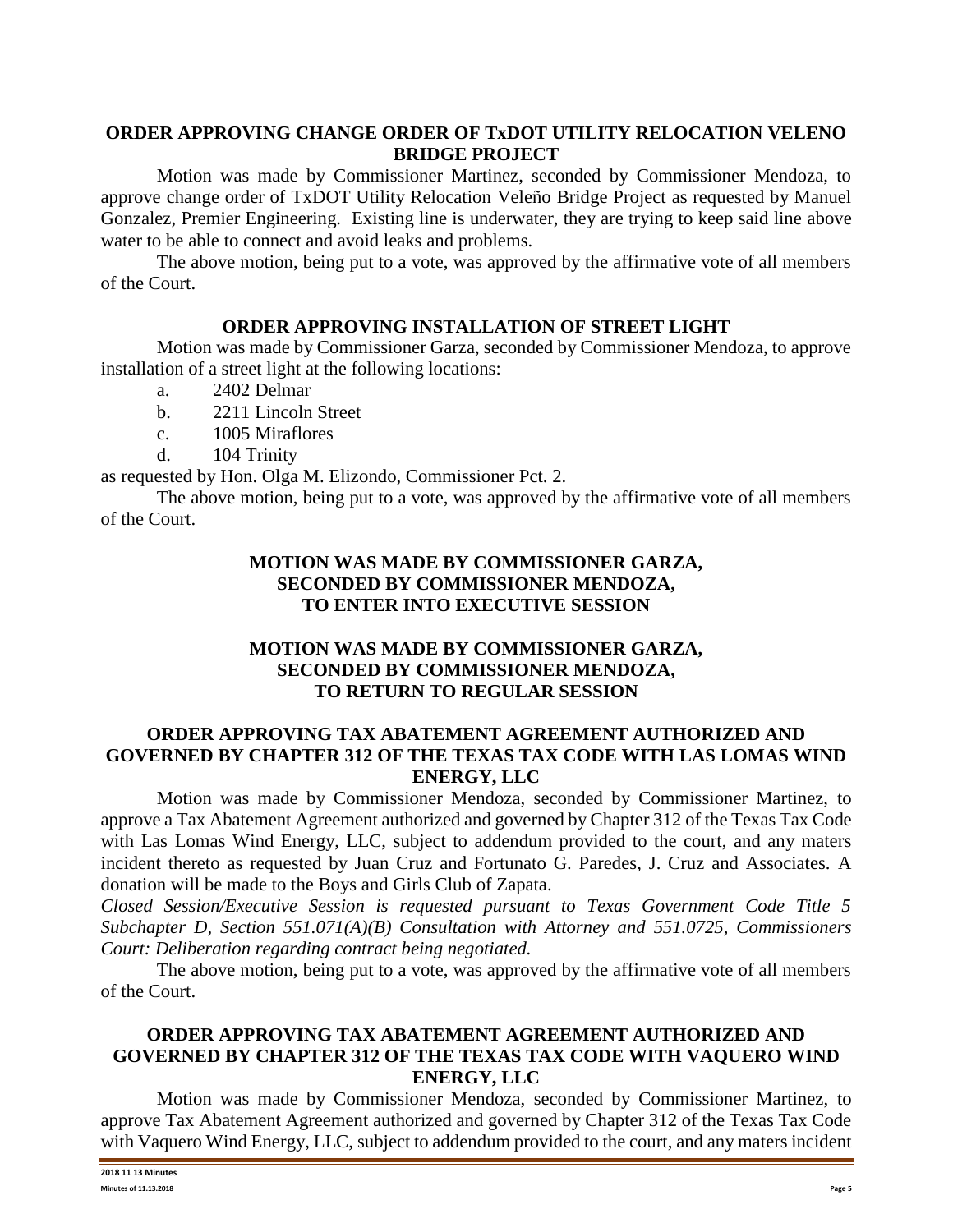**ORDER APPROVING CHANGE ORDER OF TxDOT UTILITY RELOCATION VELENO BRIDGE PROJECT**

Motion was made by Commissioner Martinez, seconded by Commissioner Mendoza, to approve change order of TxDOT Utility Relocation Veleño Bridge Project as requested by Manuel Gonzalez, Premier Engineering. Existing line is underwater, they are trying to keep said line above water to be able to connect and avoid leaks and problems.

The above motion, being put to a vote, was approved by the affirmative vote of all members of the Court.

**ORDER APPROVING INSTALLATION OF STREET LIGHT**

Motion was made by Commissioner Garza, seconded by Commissioner Mendoza, to approve installation of a street light at the following locations:

a. 2402 Delmar
b. 2211 Lincoln Street
c. 1005 Miraflores
d. 104 Trinity

as requested by Hon. Olga M. Elizondo, Commissioner Pct. 2.

The above motion, being put to a vote, was approved by the affirmative vote of all members of the Court.

**MOTION WAS MADE BY COMMISSIONER GARZA, SECONDED BY COMMISSIONER MENDOZA, TO ENTER INTO EXECUTIVE SESSION**

**MOTION WAS MADE BY COMMISSIONER GARZA, SECONDED BY COMMISSIONER MENDOZA, TO RETURN TO REGULAR SESSION**

**ORDER APPROVING TAX ABATEMENT AGREEMENT AUTHORIZED AND GOVERNED BY CHAPTER 312 OF THE TEXAS TAX CODE WITH LAS LOMAS WIND ENERGY, LLC**

Motion was made by Commissioner Mendoza, seconded by Commissioner Martinez, to approve a Tax Abatement Agreement authorized and governed by Chapter 312 of the Texas Tax Code with Las Lomas Wind Energy, LLC, subject to addendum provided to the court, and any maters incident thereto as requested by Juan Cruz and Fortunato G. Paredes, J. Cruz and Associates. A donation will be made to the Boys and Girls Club of Zapata.

*Closed Session/Executive Session is requested pursuant to Texas Government Code Title 5 Subchapter D, Section 551.071(A)(B) Consultation with Attorney and 551.0725, Commissioners Court: Deliberation regarding contract being negotiated.*

The above motion, being put to a vote, was approved by the affirmative vote of all members of the Court.

**ORDER APPROVING TAX ABATEMENT AGREEMENT AUTHORIZED AND GOVERNED BY CHAPTER 312 OF THE TEXAS TAX CODE WITH VAQUERO WIND ENERGY, LLC**

Motion was made by Commissioner Mendoza, seconded by Commissioner Martinez, to approve Tax Abatement Agreement authorized and governed by Chapter 312 of the Texas Tax Code with Vaquero Wind Energy, LLC, subject to addendum provided to the court, and any maters incident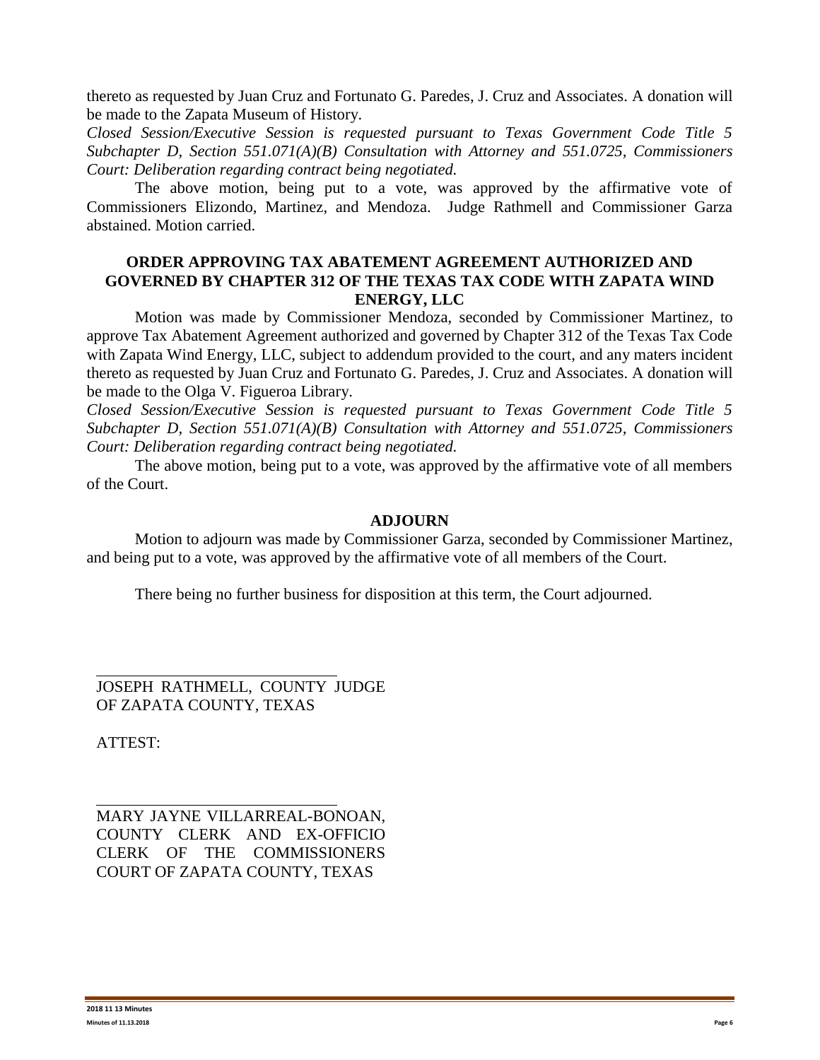thereto as requested by Juan Cruz and Fortunato G. Paredes, J. Cruz and Associates. A donation will be made to the Zapata Museum of History.

*Closed Session/Executive Session is requested pursuant to Texas Government Code Title 5 Subchapter D, Section 551.071(A)(B) Consultation with Attorney and 551.0725, Commissioners Court: Deliberation regarding contract being negotiated.*

The above motion, being put to a vote, was approved by the affirmative vote of Commissioners Elizondo, Martinez, and Mendoza. Judge Rathmell and Commissioner Garza abstained. Motion carried.

**ORDER APPROVING TAX ABATEMENT AGREEMENT AUTHORIZED AND GOVERNED BY CHAPTER 312 OF THE TEXAS TAX CODE WITH ZAPATA WIND ENERGY, LLC**

Motion was made by Commissioner Mendoza, seconded by Commissioner Martinez, to approve Tax Abatement Agreement authorized and governed by Chapter 312 of the Texas Tax Code with Zapata Wind Energy, LLC, subject to addendum provided to the court, and any maters incident thereto as requested by Juan Cruz and Fortunato G. Paredes, J. Cruz and Associates. A donation will be made to the Olga V. Figueroa Library.

*Closed Session/Executive Session is requested pursuant to Texas Government Code Title 5 Subchapter D, Section 551.071(A)(B) Consultation with Attorney and 551.0725, Commissioners Court: Deliberation regarding contract being negotiated.*

The above motion, being put to a vote, was approved by the affirmative vote of all members of the Court.

**ADJOURN**

Motion to adjourn was made by Commissioner Garza, seconded by Commissioner Martinez, and being put to a vote, was approved by the affirmative vote of all members of the Court.

There being no further business for disposition at this term, the Court adjourned.

\_\_\_\_\_\_\_\_\_\_\_\_\_\_\_\_\_\_\_\_\_\_\_\_\_\_\_\_\_\_

JOSEPH RATHMELL, COUNTY JUDGE
OF ZAPATA COUNTY, TEXAS

ATTEST:

\_\_\_\_\_\_\_\_\_\_\_\_\_\_\_\_\_\_\_\_\_\_\_\_\_\_\_\_\_\_

MARY JAYNE VILLARREAL-BONOAN, COUNTY CLERK AND EX-OFFICIO CLERK OF THE COMMISSIONERS COURT OF ZAPATA COUNTY, TEXAS